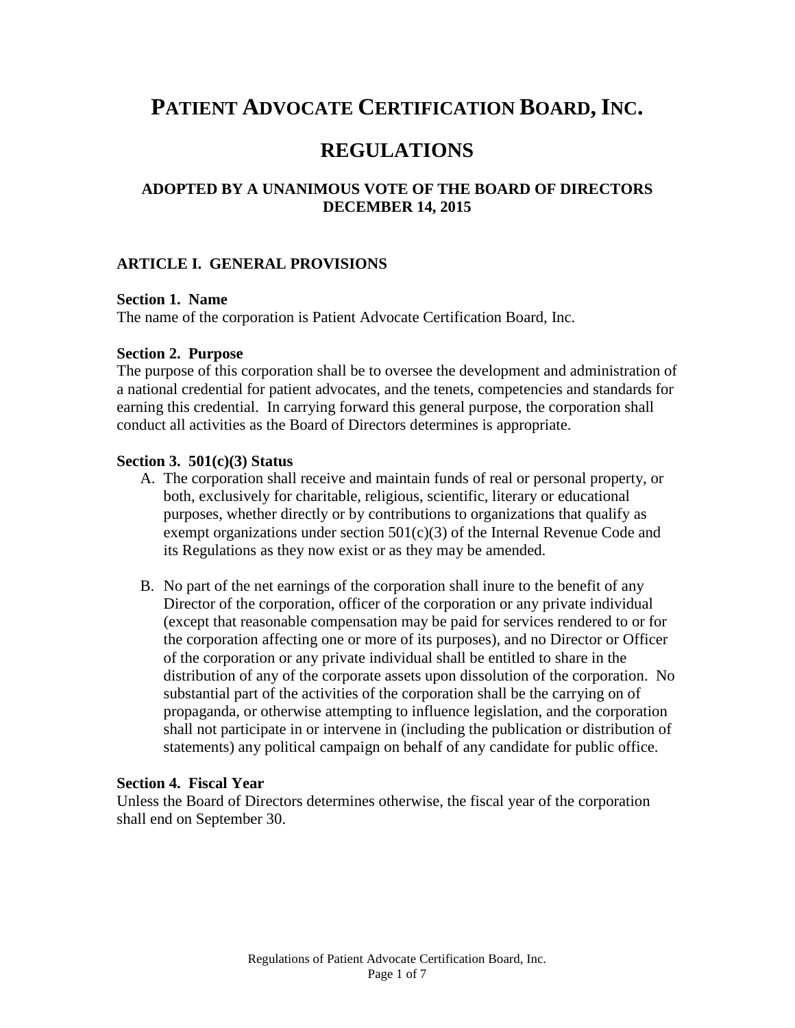# PATIENT ADVOCATE CERTIFICATION BOARD, INC.

# REGULATIONS

### ADOPTED BY A UNANIMOUS VOTE OF THE BOARD OF DIRECTORS DECEMBER 14, 2015

## ARTICLE I. GENERAL PROVISIONS

**Section 1. Name**
The name of the corporation is Patient Advocate Certification Board, Inc.

**Section 2. Purpose**
The purpose of this corporation shall be to oversee the development and administration of a national credential for patient advocates, and the tenets, competencies and standards for earning this credential. In carrying forward this general purpose, the corporation shall conduct all activities as the Board of Directors determines is appropriate.

**Section 3. 501(c)(3) Status**

A. The corporation shall receive and maintain funds of real or personal property, or both, exclusively for charitable, religious, scientific, literary or educational purposes, whether directly or by contributions to organizations that qualify as exempt organizations under section 501(c)(3) of the Internal Revenue Code and its Regulations as they now exist or as they may be amended.

B. No part of the net earnings of the corporation shall inure to the benefit of any Director of the corporation, officer of the corporation or any private individual (except that reasonable compensation may be paid for services rendered to or for the corporation affecting one or more of its purposes), and no Director or Officer of the corporation or any private individual shall be entitled to share in the distribution of any of the corporate assets upon dissolution of the corporation. No substantial part of the activities of the corporation shall be the carrying on of propaganda, or otherwise attempting to influence legislation, and the corporation shall not participate in or intervene in (including the publication or distribution of statements) any political campaign on behalf of any candidate for public office.

**Section 4. Fiscal Year**
Unless the Board of Directors determines otherwise, the fiscal year of the corporation shall end on September 30.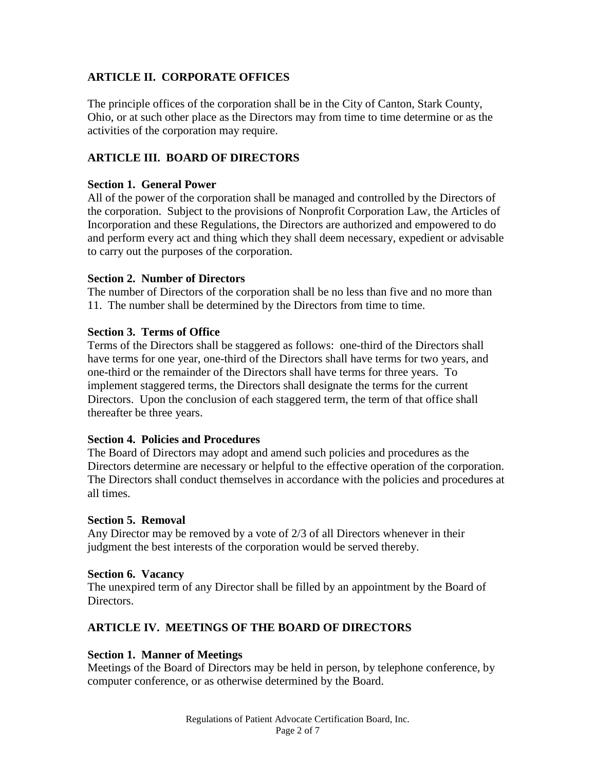## ARTICLE II. CORPORATE OFFICES

The principle offices of the corporation shall be in the City of Canton, Stark County, Ohio, or at such other place as the Directors may from time to time determine or as the activities of the corporation may require.

## ARTICLE III. BOARD OF DIRECTORS

### Section 1. General Power

All of the power of the corporation shall be managed and controlled by the Directors of the corporation. Subject to the provisions of Nonprofit Corporation Law, the Articles of Incorporation and these Regulations, the Directors are authorized and empowered to do and perform every act and thing which they shall deem necessary, expedient or advisable to carry out the purposes of the corporation.

### Section 2. Number of Directors

The number of Directors of the corporation shall be no less than five and no more than 11. The number shall be determined by the Directors from time to time.

### Section 3. Terms of Office

Terms of the Directors shall be staggered as follows: one-third of the Directors shall have terms for one year, one-third of the Directors shall have terms for two years, and one-third or the remainder of the Directors shall have terms for three years. To implement staggered terms, the Directors shall designate the terms for the current Directors. Upon the conclusion of each staggered term, the term of that office shall thereafter be three years.

### Section 4. Policies and Procedures

The Board of Directors may adopt and amend such policies and procedures as the Directors determine are necessary or helpful to the effective operation of the corporation. The Directors shall conduct themselves in accordance with the policies and procedures at all times.

### Section 5. Removal

Any Director may be removed by a vote of 2/3 of all Directors whenever in their judgment the best interests of the corporation would be served thereby.

### Section 6. Vacancy

The unexpired term of any Director shall be filled by an appointment by the Board of Directors.

## ARTICLE IV. MEETINGS OF THE BOARD OF DIRECTORS

### Section 1. Manner of Meetings

Meetings of the Board of Directors may be held in person, by telephone conference, by computer conference, or as otherwise determined by the Board.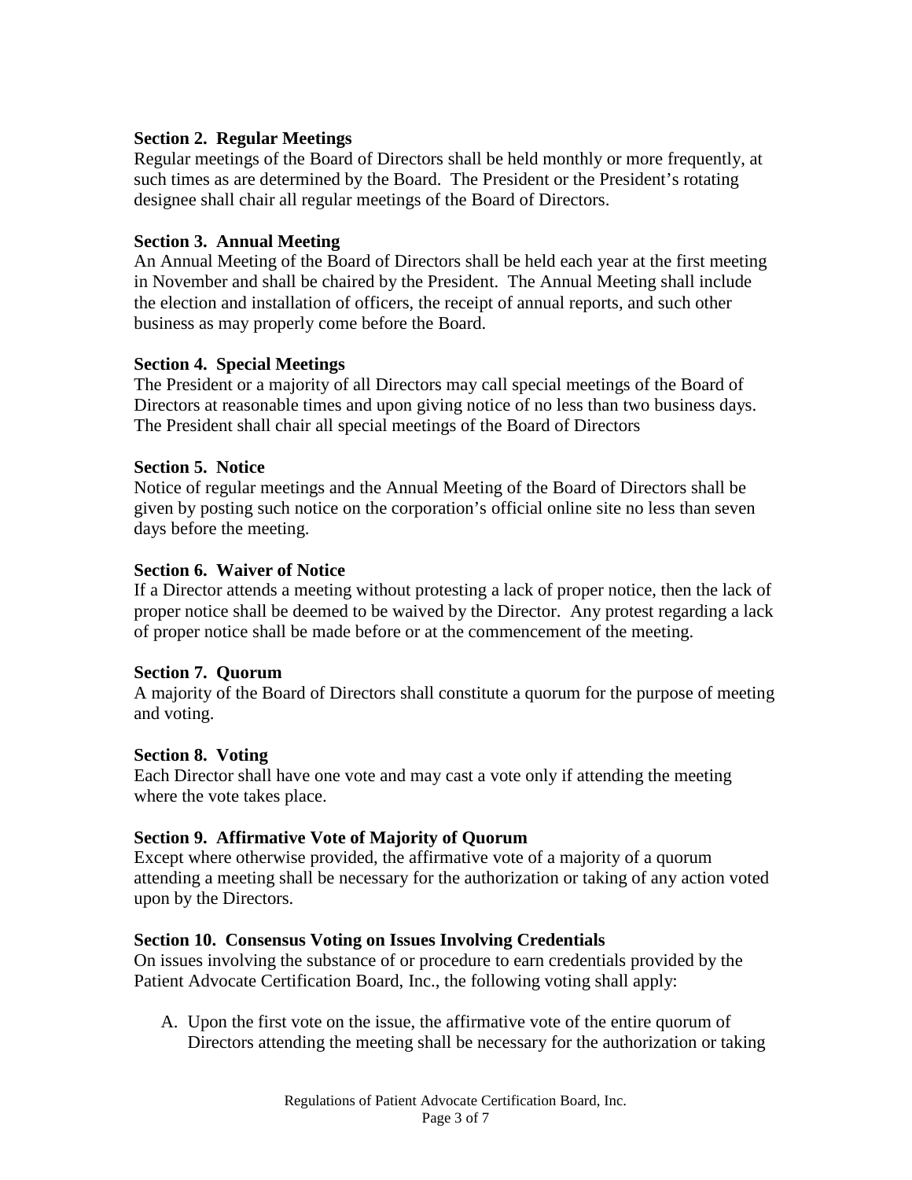**Section 2. Regular Meetings**

Regular meetings of the Board of Directors shall be held monthly or more frequently, at such times as are determined by the Board. The President or the President's rotating designee shall chair all regular meetings of the Board of Directors.

**Section 3. Annual Meeting**

An Annual Meeting of the Board of Directors shall be held each year at the first meeting in November and shall be chaired by the President. The Annual Meeting shall include the election and installation of officers, the receipt of annual reports, and such other business as may properly come before the Board.

**Section 4. Special Meetings**

The President or a majority of all Directors may call special meetings of the Board of Directors at reasonable times and upon giving notice of no less than two business days. The President shall chair all special meetings of the Board of Directors

**Section 5. Notice**

Notice of regular meetings and the Annual Meeting of the Board of Directors shall be given by posting such notice on the corporation's official online site no less than seven days before the meeting.

**Section 6. Waiver of Notice**

If a Director attends a meeting without protesting a lack of proper notice, then the lack of proper notice shall be deemed to be waived by the Director. Any protest regarding a lack of proper notice shall be made before or at the commencement of the meeting.

**Section 7. Quorum**

A majority of the Board of Directors shall constitute a quorum for the purpose of meeting and voting.

**Section 8. Voting**

Each Director shall have one vote and may cast a vote only if attending the meeting where the vote takes place.

**Section 9. Affirmative Vote of Majority of Quorum**

Except where otherwise provided, the affirmative vote of a majority of a quorum attending a meeting shall be necessary for the authorization or taking of any action voted upon by the Directors.

**Section 10. Consensus Voting on Issues Involving Credentials**

On issues involving the substance of or procedure to earn credentials provided by the Patient Advocate Certification Board, Inc., the following voting shall apply:

A. Upon the first vote on the issue, the affirmative vote of the entire quorum of Directors attending the meeting shall be necessary for the authorization or taking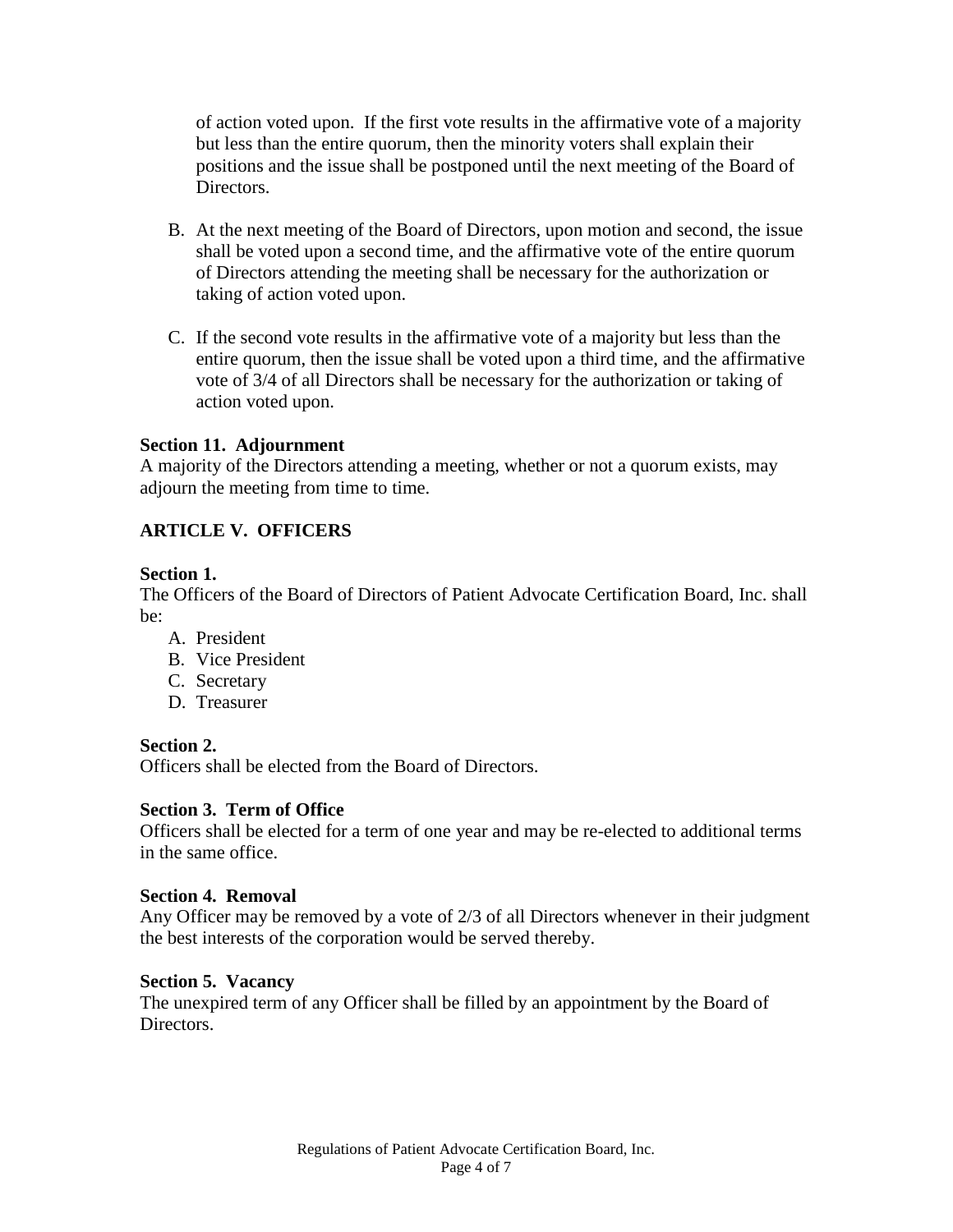of action voted upon. If the first vote results in the affirmative vote of a majority but less than the entire quorum, then the minority voters shall explain their positions and the issue shall be postponed until the next meeting of the Board of Directors.

B. At the next meeting of the Board of Directors, upon motion and second, the issue shall be voted upon a second time, and the affirmative vote of the entire quorum of Directors attending the meeting shall be necessary for the authorization or taking of action voted upon.

C. If the second vote results in the affirmative vote of a majority but less than the entire quorum, then the issue shall be voted upon a third time, and the affirmative vote of 3/4 of all Directors shall be necessary for the authorization or taking of action voted upon.

**Section 11. Adjournment**
A majority of the Directors attending a meeting, whether or not a quorum exists, may adjourn the meeting from time to time.

## ARTICLE V. OFFICERS

**Section 1.**
The Officers of the Board of Directors of Patient Advocate Certification Board, Inc. shall be:

A. President
B. Vice President
C. Secretary
D. Treasurer

**Section 2.**
Officers shall be elected from the Board of Directors.

**Section 3. Term of Office**
Officers shall be elected for a term of one year and may be re-elected to additional terms in the same office.

**Section 4. Removal**
Any Officer may be removed by a vote of 2/3 of all Directors whenever in their judgment the best interests of the corporation would be served thereby.

**Section 5. Vacancy**
The unexpired term of any Officer shall be filled by an appointment by the Board of Directors.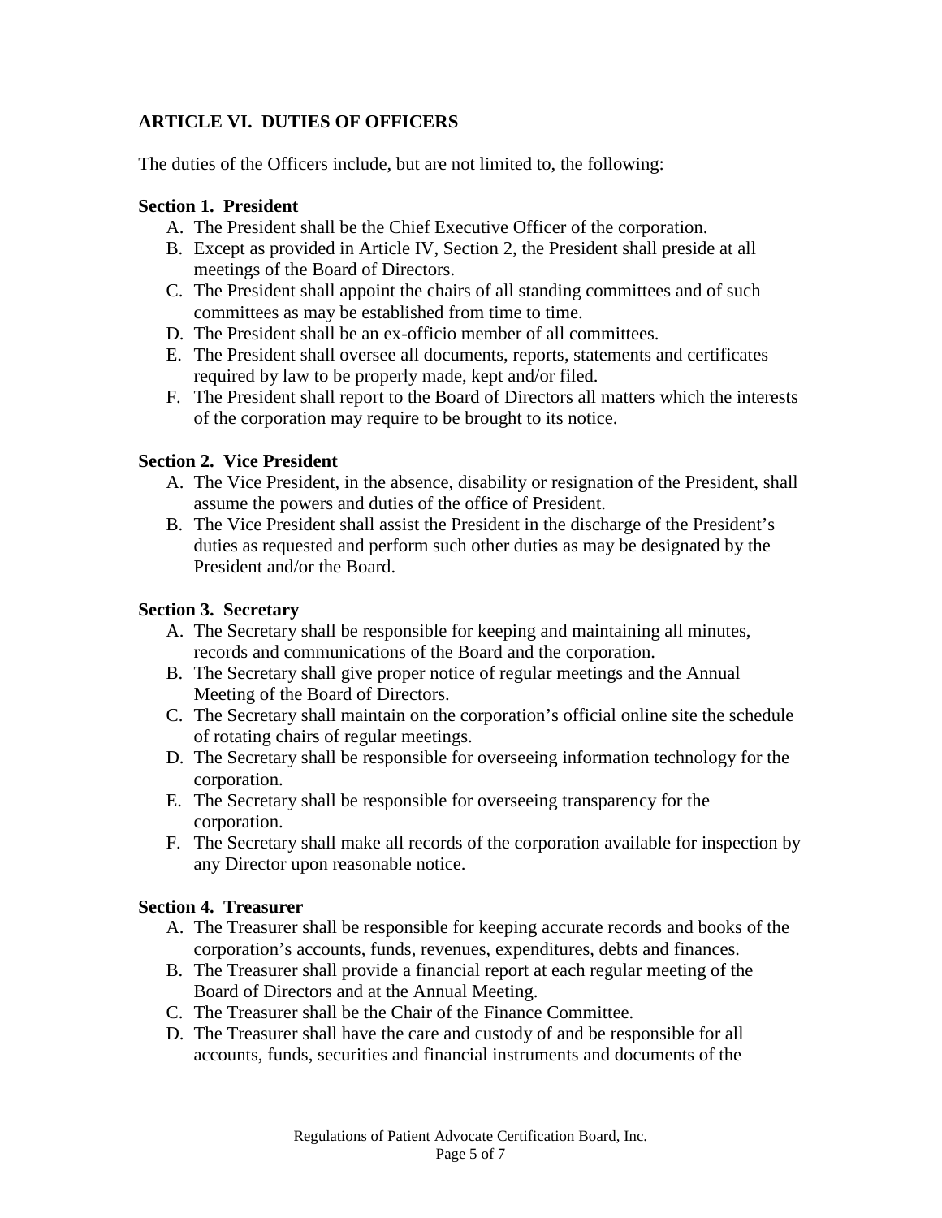## ARTICLE VI. DUTIES OF OFFICERS

The duties of the Officers include, but are not limited to, the following:

**Section 1. President**

A. The President shall be the Chief Executive Officer of the corporation.
B. Except as provided in Article IV, Section 2, the President shall preside at all meetings of the Board of Directors.
C. The President shall appoint the chairs of all standing committees and of such committees as may be established from time to time.
D. The President shall be an ex-officio member of all committees.
E. The President shall oversee all documents, reports, statements and certificates required by law to be properly made, kept and/or filed.
F. The President shall report to the Board of Directors all matters which the interests of the corporation may require to be brought to its notice.

**Section 2. Vice President**

A. The Vice President, in the absence, disability or resignation of the President, shall assume the powers and duties of the office of President.
B. The Vice President shall assist the President in the discharge of the President's duties as requested and perform such other duties as may be designated by the President and/or the Board.

**Section 3. Secretary**

A. The Secretary shall be responsible for keeping and maintaining all minutes, records and communications of the Board and the corporation.
B. The Secretary shall give proper notice of regular meetings and the Annual Meeting of the Board of Directors.
C. The Secretary shall maintain on the corporation's official online site the schedule of rotating chairs of regular meetings.
D. The Secretary shall be responsible for overseeing information technology for the corporation.
E. The Secretary shall be responsible for overseeing transparency for the corporation.
F. The Secretary shall make all records of the corporation available for inspection by any Director upon reasonable notice.

**Section 4. Treasurer**

A. The Treasurer shall be responsible for keeping accurate records and books of the corporation's accounts, funds, revenues, expenditures, debts and finances.
B. The Treasurer shall provide a financial report at each regular meeting of the Board of Directors and at the Annual Meeting.
C. The Treasurer shall be the Chair of the Finance Committee.
D. The Treasurer shall have the care and custody of and be responsible for all accounts, funds, securities and financial instruments and documents of the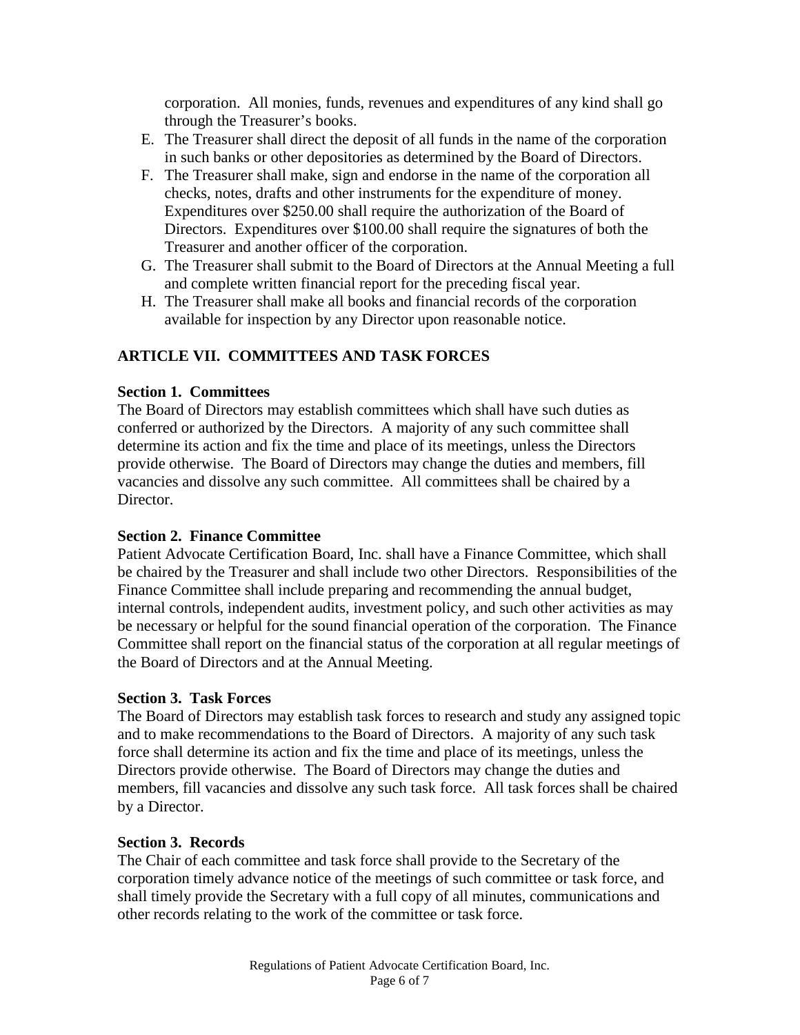corporation. All monies, funds, revenues and expenditures of any kind shall go through the Treasurer's books.

E. The Treasurer shall direct the deposit of all funds in the name of the corporation in such banks or other depositories as determined by the Board of Directors.
F. The Treasurer shall make, sign and endorse in the name of the corporation all checks, notes, drafts and other instruments for the expenditure of money. Expenditures over $250.00 shall require the authorization of the Board of Directors. Expenditures over $100.00 shall require the signatures of both the Treasurer and another officer of the corporation.
G. The Treasurer shall submit to the Board of Directors at the Annual Meeting a full and complete written financial report for the preceding fiscal year.
H. The Treasurer shall make all books and financial records of the corporation available for inspection by any Director upon reasonable notice.

## ARTICLE VII. COMMITTEES AND TASK FORCES

**Section 1. Committees**

The Board of Directors may establish committees which shall have such duties as conferred or authorized by the Directors. A majority of any such committee shall determine its action and fix the time and place of its meetings, unless the Directors provide otherwise. The Board of Directors may change the duties and members, fill vacancies and dissolve any such committee. All committees shall be chaired by a Director.

**Section 2. Finance Committee**

Patient Advocate Certification Board, Inc. shall have a Finance Committee, which shall be chaired by the Treasurer and shall include two other Directors. Responsibilities of the Finance Committee shall include preparing and recommending the annual budget, internal controls, independent audits, investment policy, and such other activities as may be necessary or helpful for the sound financial operation of the corporation. The Finance Committee shall report on the financial status of the corporation at all regular meetings of the Board of Directors and at the Annual Meeting.

**Section 3. Task Forces**

The Board of Directors may establish task forces to research and study any assigned topic and to make recommendations to the Board of Directors. A majority of any such task force shall determine its action and fix the time and place of its meetings, unless the Directors provide otherwise. The Board of Directors may change the duties and members, fill vacancies and dissolve any such task force. All task forces shall be chaired by a Director.

**Section 3. Records**

The Chair of each committee and task force shall provide to the Secretary of the corporation timely advance notice of the meetings of such committee or task force, and shall timely provide the Secretary with a full copy of all minutes, communications and other records relating to the work of the committee or task force.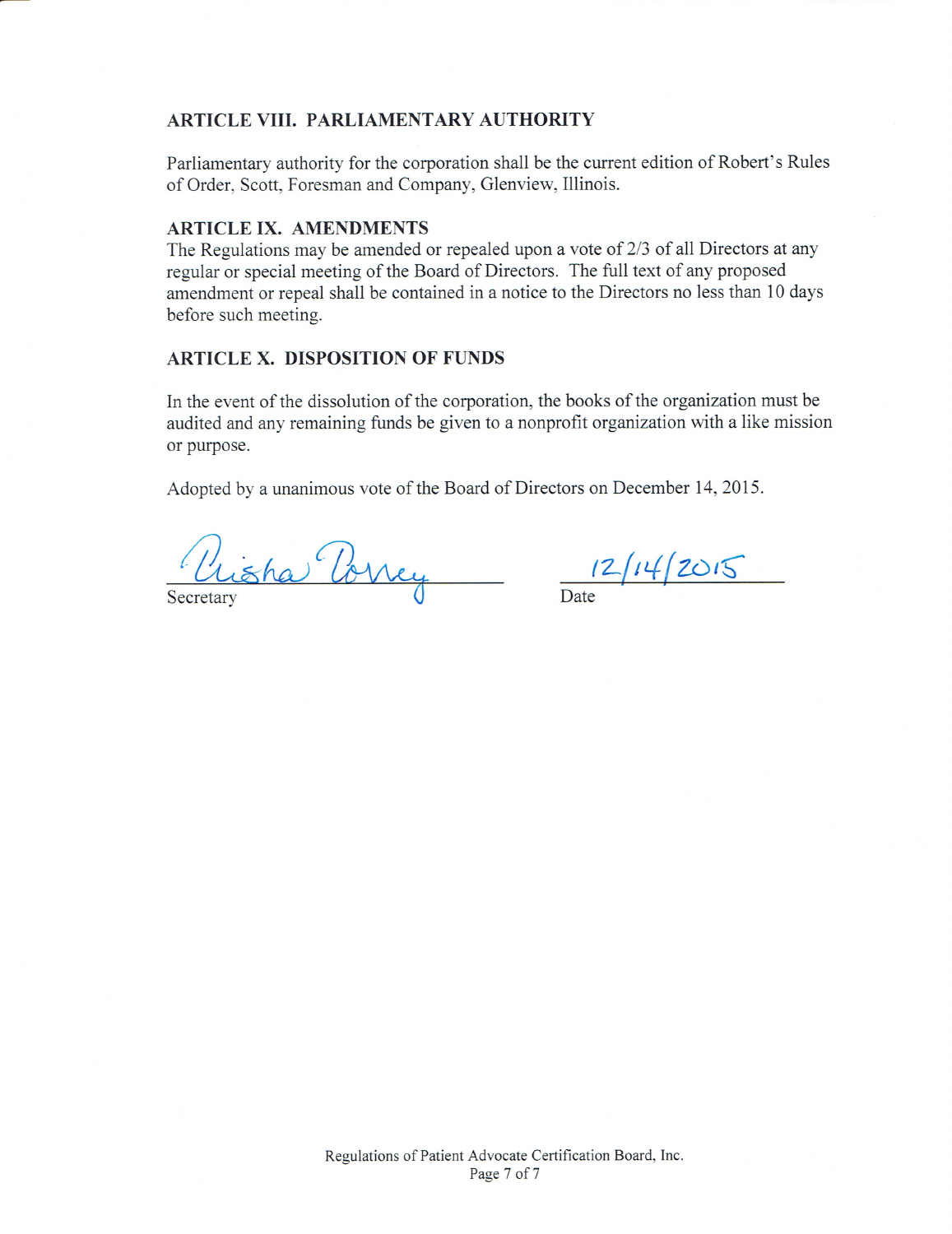## ARTICLE VIII. PARLIAMENTARY AUTHORITY

Parliamentary authority for the corporation shall be the current edition of Robert's Rules of Order, Scott, Foresman and Company, Glenview, Illinois.

## ARTICLE IX. AMENDMENTS

The Regulations may be amended or repealed upon a vote of 2/3 of all Directors at any regular or special meeting of the Board of Directors. The full text of any proposed amendment or repeal shall be contained in a notice to the Directors no less than 10 days before such meeting.

## ARTICLE X. DISPOSITION OF FUNDS

In the event of the dissolution of the corporation, the books of the organization must be audited and any remaining funds be given to a nonprofit organization with a like mission or purpose.

Adopted by a unanimous vote of the Board of Directors on December 14, 2015.

Trisha Torrey
Secretary

12/14/2015
Date